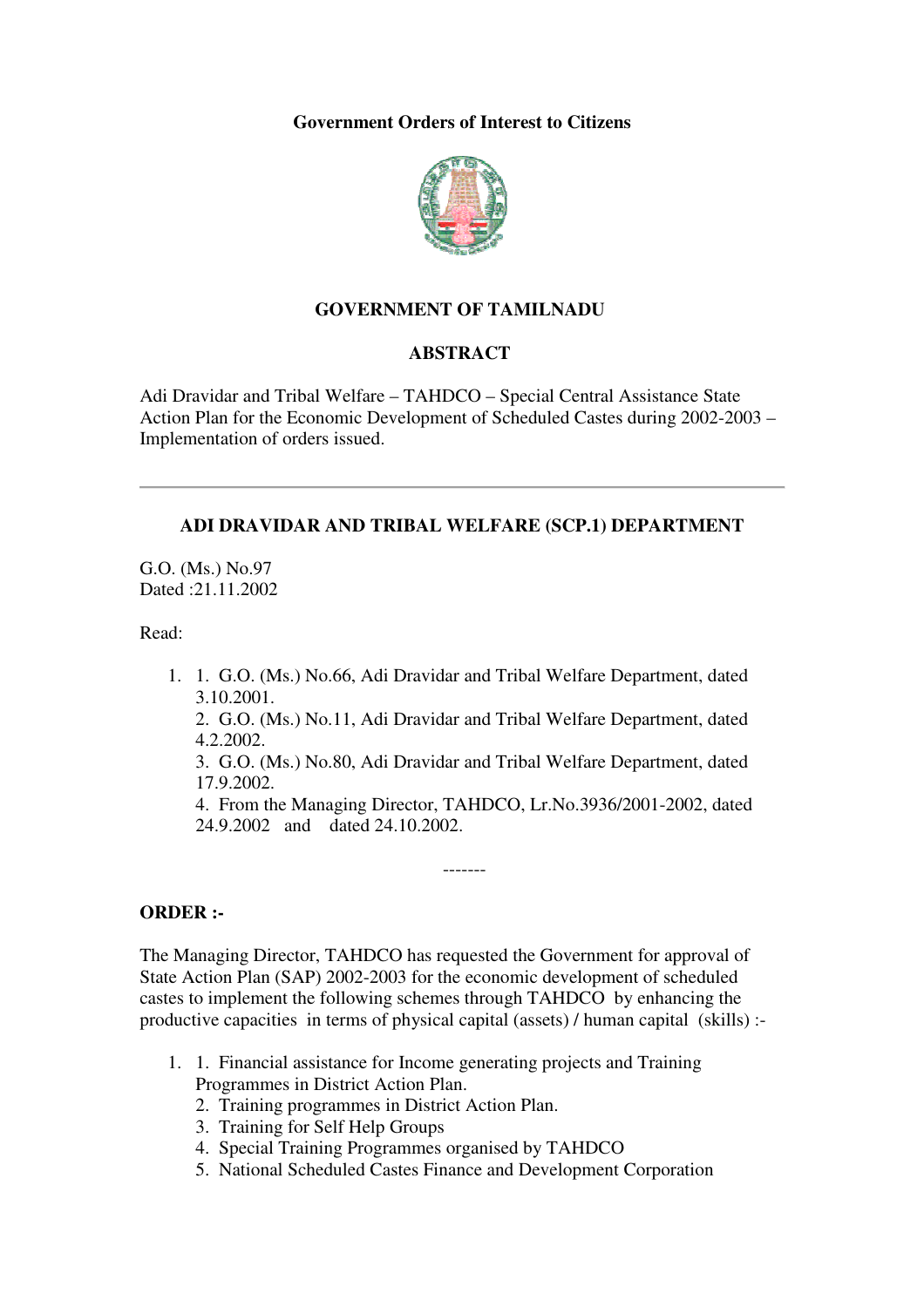**Government Orders of Interest to Citizens**

## GOVERNMENT OF TAMILNADU

## ABSTRACT

Adi Dravidar and Tribal Welfare – TAHDCO – Special Central Assistance State Action Plan for the Economic Development of Scheduled Castes during 2002-2003 – Implementation of orders issued.

---

### ADI DRAVIDAR AND TRIBAL WELFARE (SCP.1) DEPARTMENT

G.O. (Ms.) No.97
Dated :21.11.2002

Read:

1. G.O. (Ms.) No.66, Adi Dravidar and Tribal Welfare Department, dated 3.10.2001.
2. G.O. (Ms.) No.11, Adi Dravidar and Tribal Welfare Department, dated 4.2.2002.
3. G.O. (Ms.) No.80, Adi Dravidar and Tribal Welfare Department, dated 17.9.2002.
4. From the Managing Director, TAHDCO, Lr.No.3936/2001-2002, dated 24.9.2002 and dated 24.10.2002.

-------

**ORDER :-**

The Managing Director, TAHDCO has requested the Government for approval of State Action Plan (SAP) 2002-2003 for the economic development of scheduled castes to implement the following schemes through TAHDCO by enhancing the productive capacities in terms of physical capital (assets) / human capital (skills) :-

1. Financial assistance for Income generating projects and Training Programmes in District Action Plan.
2. Training programmes in District Action Plan.
3. Training for Self Help Groups
4. Special Training Programmes organised by TAHDCO
5. National Scheduled Castes Finance and Development Corporation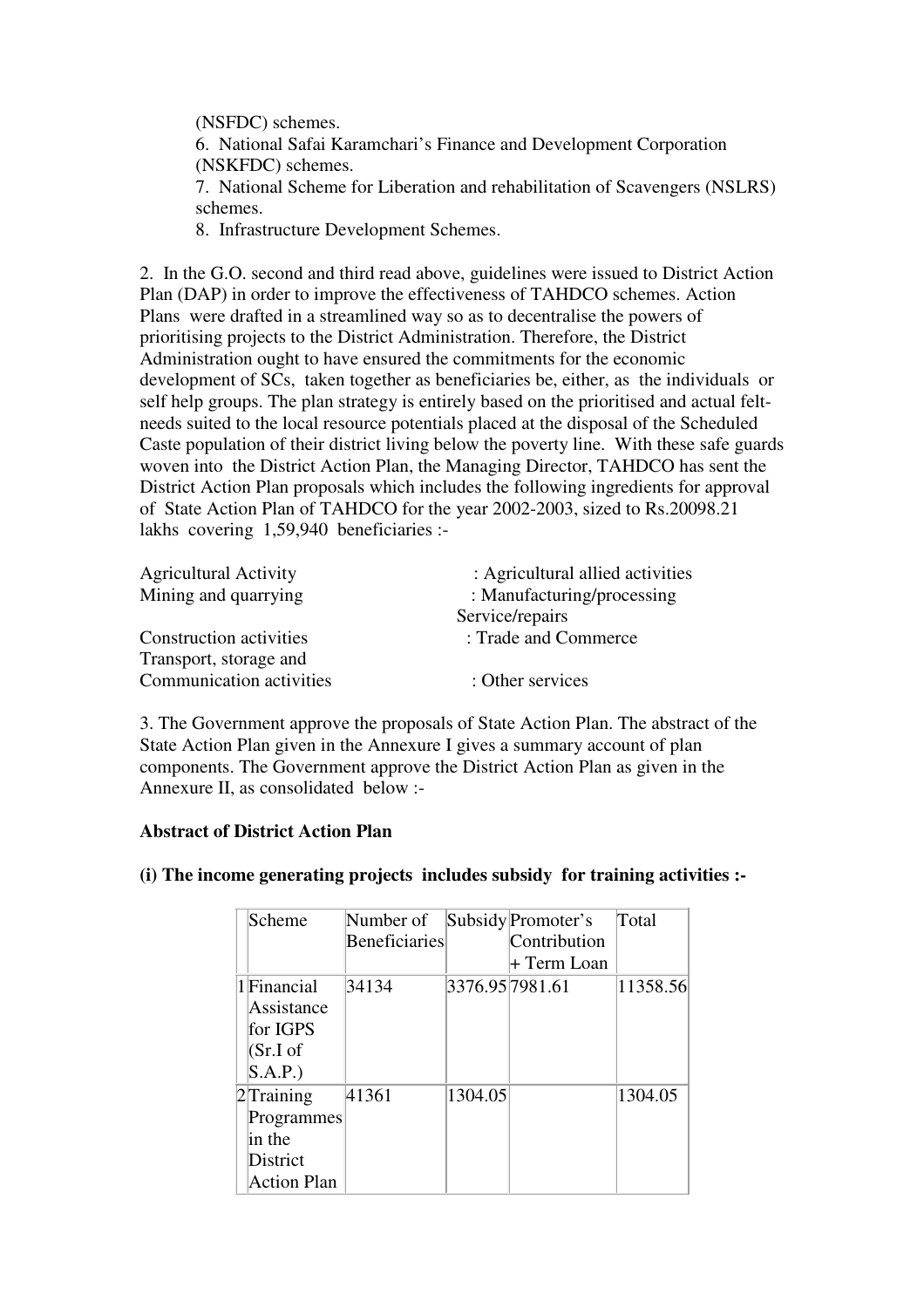(NSFDC) schemes.

6. National Safai Karamchari's Finance and Development Corporation (NSKFDC) schemes.
7. National Scheme for Liberation and rehabilitation of Scavengers (NSLRS) schemes.
8. Infrastructure Development Schemes.

2. In the G.O. second and third read above, guidelines were issued to District Action Plan (DAP) in order to improve the effectiveness of TAHDCO schemes. Action Plans were drafted in a streamlined way so as to decentralise the powers of prioritising projects to the District Administration. Therefore, the District Administration ought to have ensured the commitments for the economic development of SCs, taken together as beneficiaries be, either, as the individuals or self help groups. The plan strategy is entirely based on the prioritised and actual felt-needs suited to the local resource potentials placed at the disposal of the Scheduled Caste population of their district living below the poverty line. With these safe guards woven into the District Action Plan, the Managing Director, TAHDCO has sent the District Action Plan proposals which includes the following ingredients for approval of State Action Plan of TAHDCO for the year 2002-2003, sized to Rs.20098.21 lakhs covering 1,59,940 beneficiaries :-

| | |
|---|---|
| Agricultural Activity | : Agricultural allied activities |
| Mining and quarrying | : Manufacturing/processing Service/repairs |
| Construction activities | : Trade and Commerce |
| Transport, storage and Communication activities | : Other services |

3. The Government approve the proposals of State Action Plan. The abstract of the State Action Plan given in the Annexure I gives a summary account of plan components. The Government approve the District Action Plan as given in the Annexure II, as consolidated below :-

**Abstract of District Action Plan**

**(i) The income generating projects includes subsidy for training activities :-**

| | Scheme | Number of Beneficiaries | Subsidy | Promoter's Contribution + Term Loan | Total |
|---|---|---|---|---|---|
| 1 | Financial Assistance for IGPS (Sr.I of S.A.P.) | 34134 | 3376.95 | 7981.61 | 11358.56 |
| 2 | Training Programmes in the District Action Plan | 41361 | 1304.05 | | 1304.05 |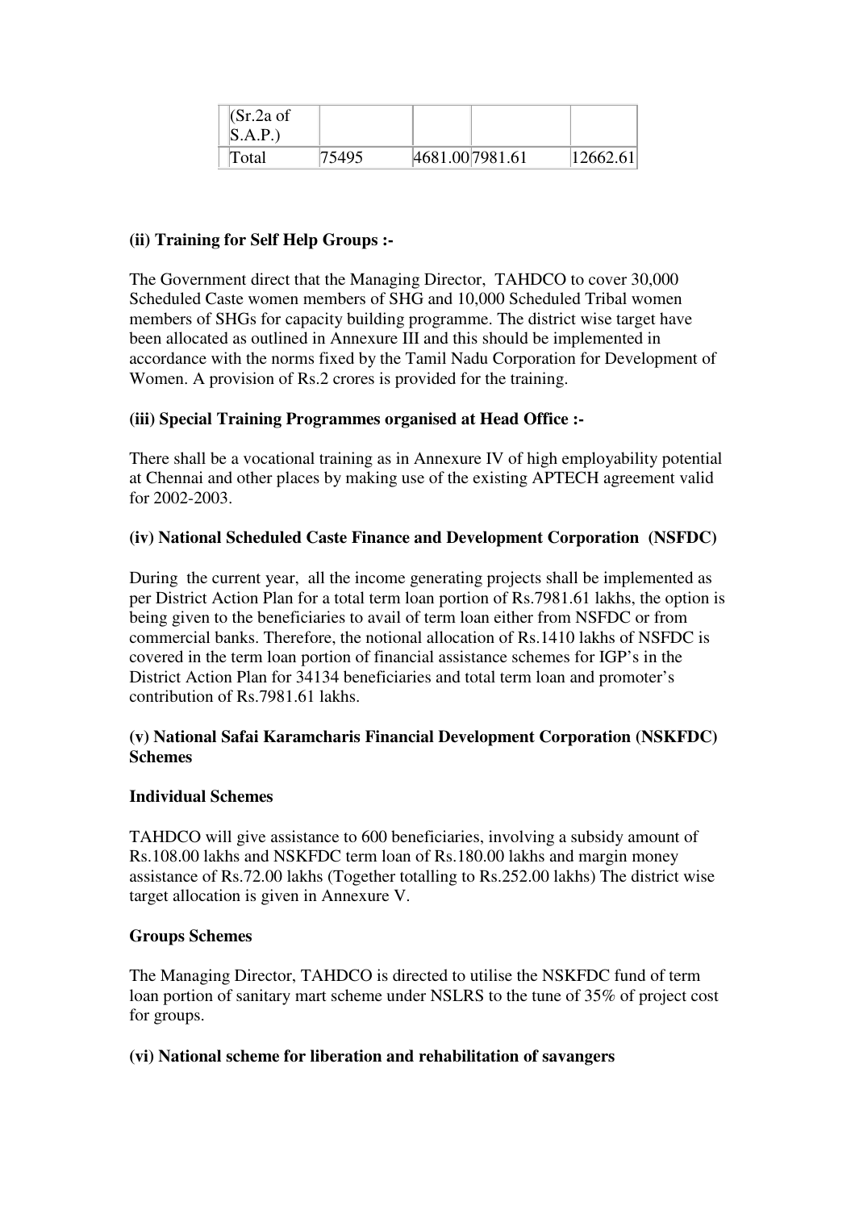| | | | | |
|---|---|---|---|---|
| (Sr.2a of S.A.P.) | | | | |
| Total | 75495 | 4681.00 | 7981.61 | 12662.61 |

**(ii) Training for Self Help Groups :-**

The Government direct that the Managing Director, TAHDCO to cover 30,000 Scheduled Caste women members of SHG and 10,000 Scheduled Tribal women members of SHGs for capacity building programme. The district wise target have been allocated as outlined in Annexure III and this should be implemented in accordance with the norms fixed by the Tamil Nadu Corporation for Development of Women. A provision of Rs.2 crores is provided for the training.

**(iii) Special Training Programmes organised at Head Office :-**

There shall be a vocational training as in Annexure IV of high employability potential at Chennai and other places by making use of the existing APTECH agreement valid for 2002-2003.

**(iv) National Scheduled Caste Finance and Development Corporation (NSFDC)**

During the current year, all the income generating projects shall be implemented as per District Action Plan for a total term loan portion of Rs.7981.61 lakhs, the option is being given to the beneficiaries to avail of term loan either from NSFDC or from commercial banks. Therefore, the notional allocation of Rs.1410 lakhs of NSFDC is covered in the term loan portion of financial assistance schemes for IGP's in the District Action Plan for 34134 beneficiaries and total term loan and promoter's contribution of Rs.7981.61 lakhs.

**(v) National Safai Karamcharis Financial Development Corporation (NSKFDC) Schemes**

**Individual Schemes**

TAHDCO will give assistance to 600 beneficiaries, involving a subsidy amount of Rs.108.00 lakhs and NSKFDC term loan of Rs.180.00 lakhs and margin money assistance of Rs.72.00 lakhs (Together totalling to Rs.252.00 lakhs) The district wise target allocation is given in Annexure V.

**Groups Schemes**

The Managing Director, TAHDCO is directed to utilise the NSKFDC fund of term loan portion of sanitary mart scheme under NSLRS to the tune of 35% of project cost for groups.

**(vi) National scheme for liberation and rehabilitation of savangers**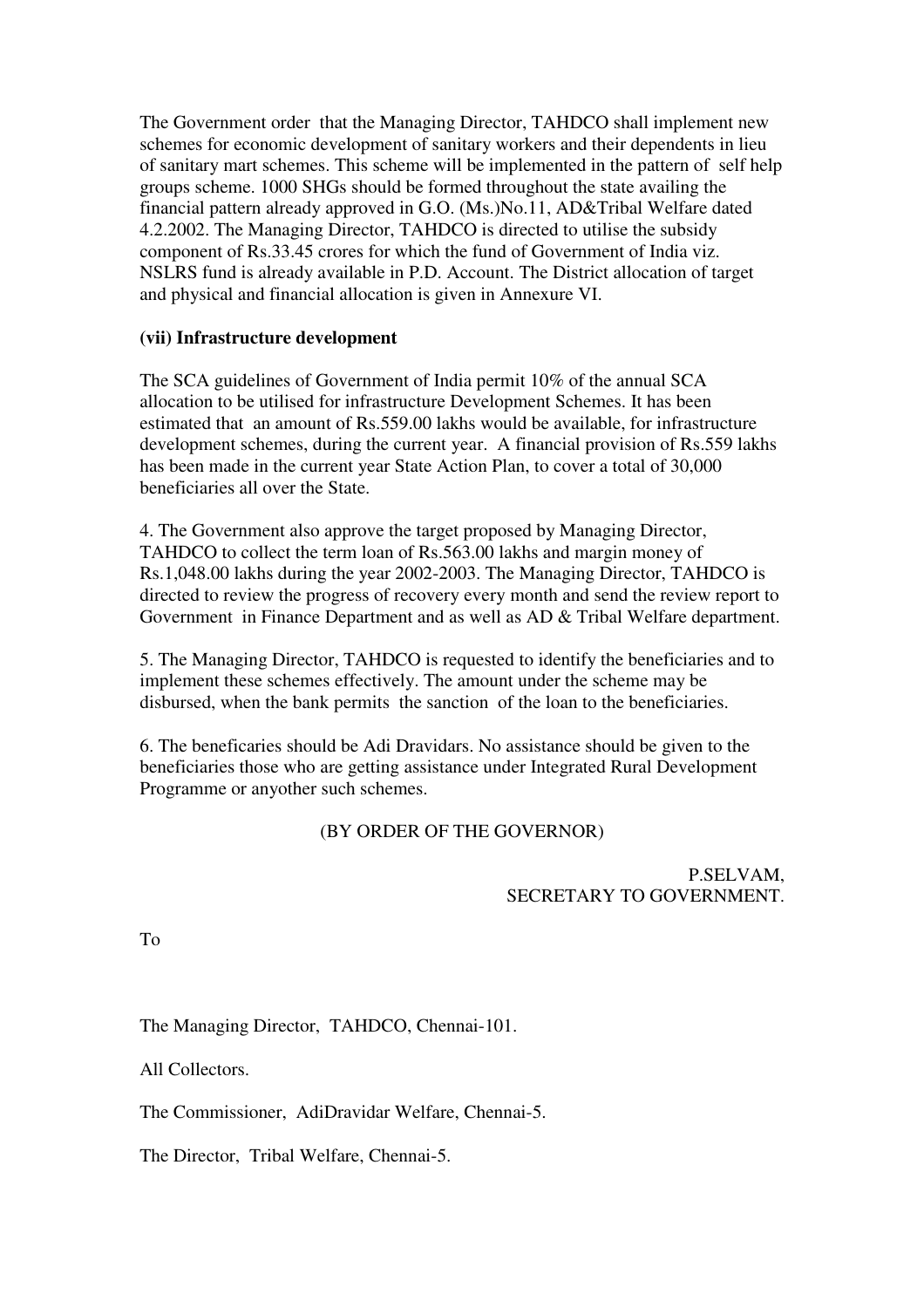The Government order that the Managing Director, TAHDCO shall implement new schemes for economic development of sanitary workers and their dependents in lieu of sanitary mart schemes. This scheme will be implemented in the pattern of self help groups scheme. 1000 SHGs should be formed throughout the state availing the financial pattern already approved in G.O. (Ms.)No.11, AD&Tribal Welfare dated 4.2.2002. The Managing Director, TAHDCO is directed to utilise the subsidy component of Rs.33.45 crores for which the fund of Government of India viz. NSLRS fund is already available in P.D. Account. The District allocation of target and physical and financial allocation is given in Annexure VI.

**(vii) Infrastructure development**

The SCA guidelines of Government of India permit 10% of the annual SCA allocation to be utilised for infrastructure Development Schemes. It has been estimated that an amount of Rs.559.00 lakhs would be available, for infrastructure development schemes, during the current year. A financial provision of Rs.559 lakhs has been made in the current year State Action Plan, to cover a total of 30,000 beneficiaries all over the State.

4. The Government also approve the target proposed by Managing Director, TAHDCO to collect the term loan of Rs.563.00 lakhs and margin money of Rs.1,048.00 lakhs during the year 2002-2003. The Managing Director, TAHDCO is directed to review the progress of recovery every month and send the review report to Government in Finance Department and as well as AD & Tribal Welfare department.

5. The Managing Director, TAHDCO is requested to identify the beneficiaries and to implement these schemes effectively. The amount under the scheme may be disbursed, when the bank permits the sanction of the loan to the beneficiaries.

6. The beneficaries should be Adi Dravidars. No assistance should be given to the beneficiaries those who are getting assistance under Integrated Rural Development Programme or anyother such schemes.

(BY ORDER OF THE GOVERNOR)

P.SELVAM,
SECRETARY TO GOVERNMENT.

To

The Managing Director, TAHDCO, Chennai-101.

All Collectors.

The Commissioner, AdiDravidar Welfare, Chennai-5.

The Director, Tribal Welfare, Chennai-5.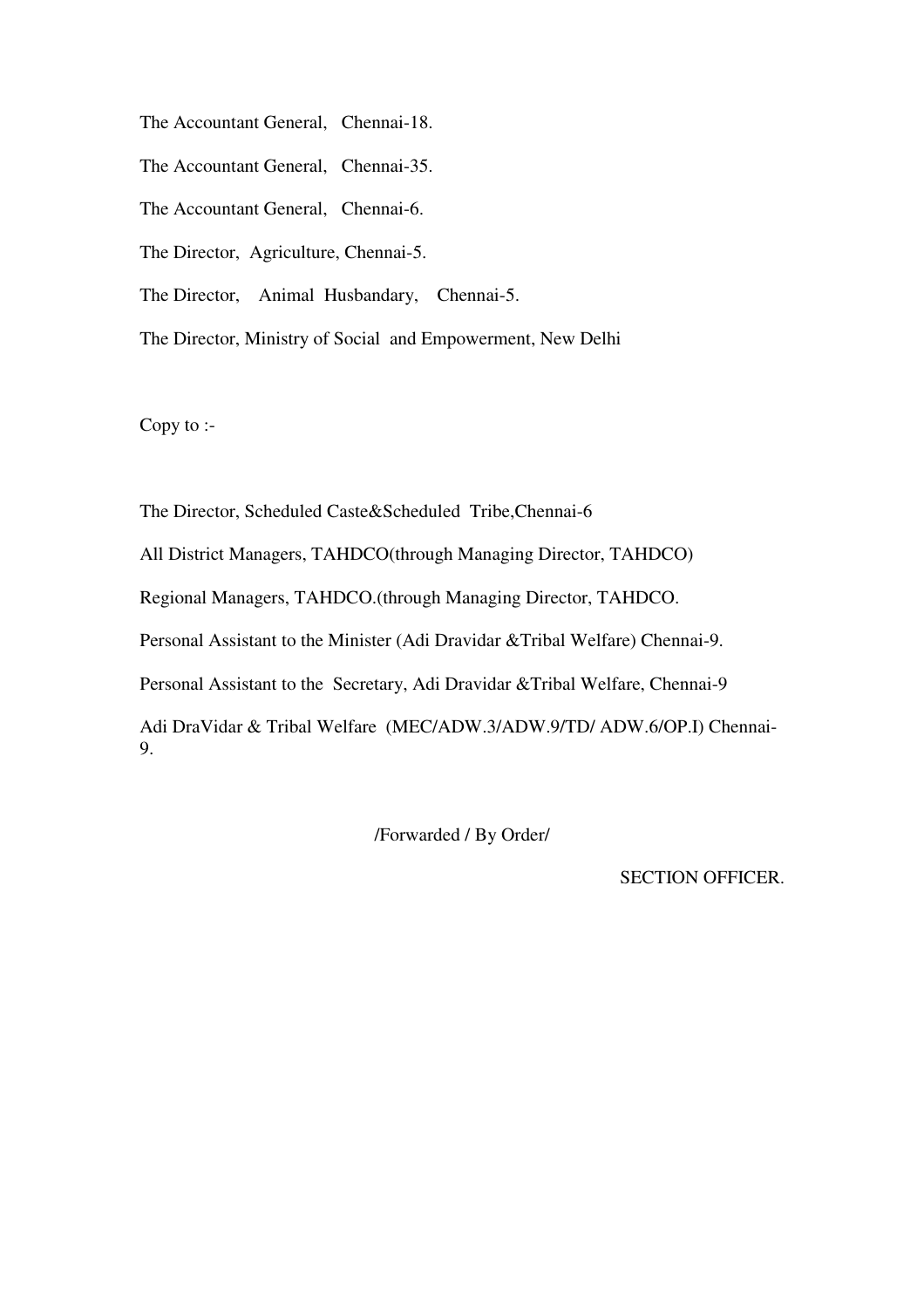The Accountant General, Chennai-18.

The Accountant General, Chennai-35.

The Accountant General, Chennai-6.

The Director, Agriculture, Chennai-5.

The Director, Animal Husbandary, Chennai-5.

The Director, Ministry of Social and Empowerment, New Delhi

Copy to :-

The Director, Scheduled Caste&Scheduled Tribe,Chennai-6

All District Managers, TAHDCO(through Managing Director, TAHDCO)

Regional Managers, TAHDCO.(through Managing Director, TAHDCO.

Personal Assistant to the Minister (Adi Dravidar &Tribal Welfare) Chennai-9.

Personal Assistant to the Secretary, Adi Dravidar &Tribal Welfare, Chennai-9

Adi DraVidar & Tribal Welfare (MEC/ADW.3/ADW.9/TD/ ADW.6/OP.I) Chennai-9.

/Forwarded / By Order/

SECTION OFFICER.